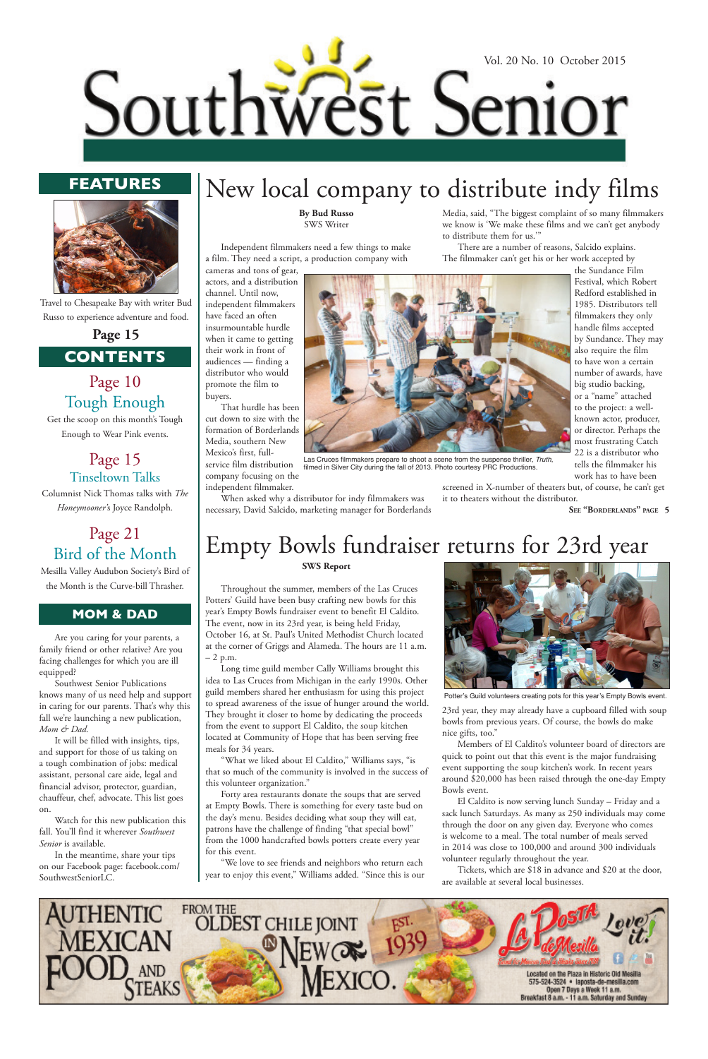# Southwest Senior

Vol. 20 No. 10 October 2015

## FEATURES

Travel to Chesapeake Bay with writer Bud Russo to experience adventure and food.

**Page 15**

## CONTENTS

### Page 10
### Tough Enough

Get the scoop on this month's Tough Enough to Wear Pink events.

### Page 15
### Tinseltown Talks

Columnist Nick Thomas talks with *The Honeymooner's* Joyce Randolph.

### Page 21
### Bird of the Month

Mesilla Valley Audubon Society's Bird of the Month is the Curve-bill Thrasher.

## MOM & DAD

Are you caring for your parents, a family friend or other relative? Are you facing challenges for which you are ill equipped?

Southwest Senior Publications knows many of us need help and support in caring for our parents. That's why this fall we're launching a new publication, *Mom & Dad.*

It will be filled with insights, tips, and support for those of us taking on a tough combination of jobs: medical assistant, personal care aide, legal and financial advisor, protector, guardian, chauffeur, chef, advocate. This list goes on.

Watch for this new publication this fall. You'll find it wherever *Southwest Senior* is available.

In the meantime, share your tips on our Facebook page: facebook.com/SouthwestSeniorLC.

# New local company to distribute indy films

**By Bud Russo**
SWS Writer

Independent filmmakers need a few things to make a film. They need a script, a production company with cameras and tons of gear, actors, and a distribution channel. Until now, independent filmmakers have faced an often insurmountable hurdle when it came to getting their work in front of audiences — finding a distributor who would promote the film to buyers.

That hurdle has been cut down to size with the formation of Borderlands Media, southern New Mexico's first, full-service film distribution company focusing on the independent filmmaker.

When asked why a distributor for indy filmmakers was necessary, David Salcido, marketing manager for Borderlands Media, said, "The biggest complaint of so many filmmakers we know is 'We make these films and we can't get anybody to distribute them for us.'"

There are a number of reasons, Salcido explains. The filmmaker can't get his or her work accepted by the Sundance Film Festival, which Robert Redford established in 1985. Distributors tell filmmakers they only handle films accepted by Sundance. They may also require the film to have won a certain number of awards, have big studio backing, or a "name" attached to the project: a well-known actor, producer, or director. Perhaps the most frustrating Catch 22 is a distributor who tells the filmmaker his work has to have been screened in X-number of theaters but, of course, he can't get it to theaters without the distributor.

Las Cruces filmmakers prepare to shoot a scene from the suspense thriller, *Truth*, filmed in Silver City during the fall of 2013. Photo courtesy PRC Productions.

**SEE "BORDERLANDS" PAGE 5**

# Empty Bowls fundraiser returns for 23rd year

**SWS Report**

Throughout the summer, members of the Las Cruces Potters' Guild have been busy crafting new bowls for this year's Empty Bowls fundraiser event to benefit El Caldito. The event, now in its 23rd year, is being held Friday, October 16, at St. Paul's United Methodist Church located at the corner of Griggs and Alameda. The hours are 11 a.m. – 2 p.m.

Long time guild member Cally Williams brought this idea to Las Cruces from Michigan in the early 1990s. Other guild members shared her enthusiasm for using this project to spread awareness of the issue of hunger around the world. They brought it closer to home by dedicating the proceeds from the event to support El Caldito, the soup kitchen located at Community of Hope that has been serving free meals for 34 years.

"What we liked about El Caldito," Williams says, "is that so much of the community is involved in the success of this volunteer organization."

Forty area restaurants donate the soups that are served at Empty Bowls. There is something for every taste bud on the day's menu. Besides deciding what soup they will eat, patrons have the challenge of finding "that special bowl" from the 1000 handcrafted bowls potters create every year for this event.

"We love to see friends and neighbors who return each year to enjoy this event," Williams added. "Since this is our 23rd year, they may already have a cupboard filled with soup bowls from previous years. Of course, the bowls do make nice gifts, too."

Potter's Guild volunteers creating pots for this year's Empty Bowls event.

Members of El Caldito's volunteer board of directors are quick to point out that this event is the major fundraising event supporting the soup kitchen's work. In recent years around $20,000 has been raised through the one-day Empty Bowls event.

El Caldito is now serving lunch Sunday – Friday and a sack lunch Saturdays. As many as 250 individuals may come through the door on any given day. Everyone who comes is welcome to a meal. The total number of meals served in 2014 was close to 100,000 and around 300 individuals volunteer regularly throughout the year.

Tickets, which are $18 in advance and $20 at the door, are available at several local businesses.

---

AUTHENTIC MEXICAN FOOD AND STEAKS — FROM THE OLDEST CHILE JOINT IN NEW MEXICO. EST. 1939

La Posta de Mesilla — Love it!

Located on the Plaza in Historic Old Mesilla
575-524-3524 • laposta-de-mesilla.com
Open 7 Days a Week 11 a.m.
Breakfast 8 a.m. - 11 a.m. Saturday and Sunday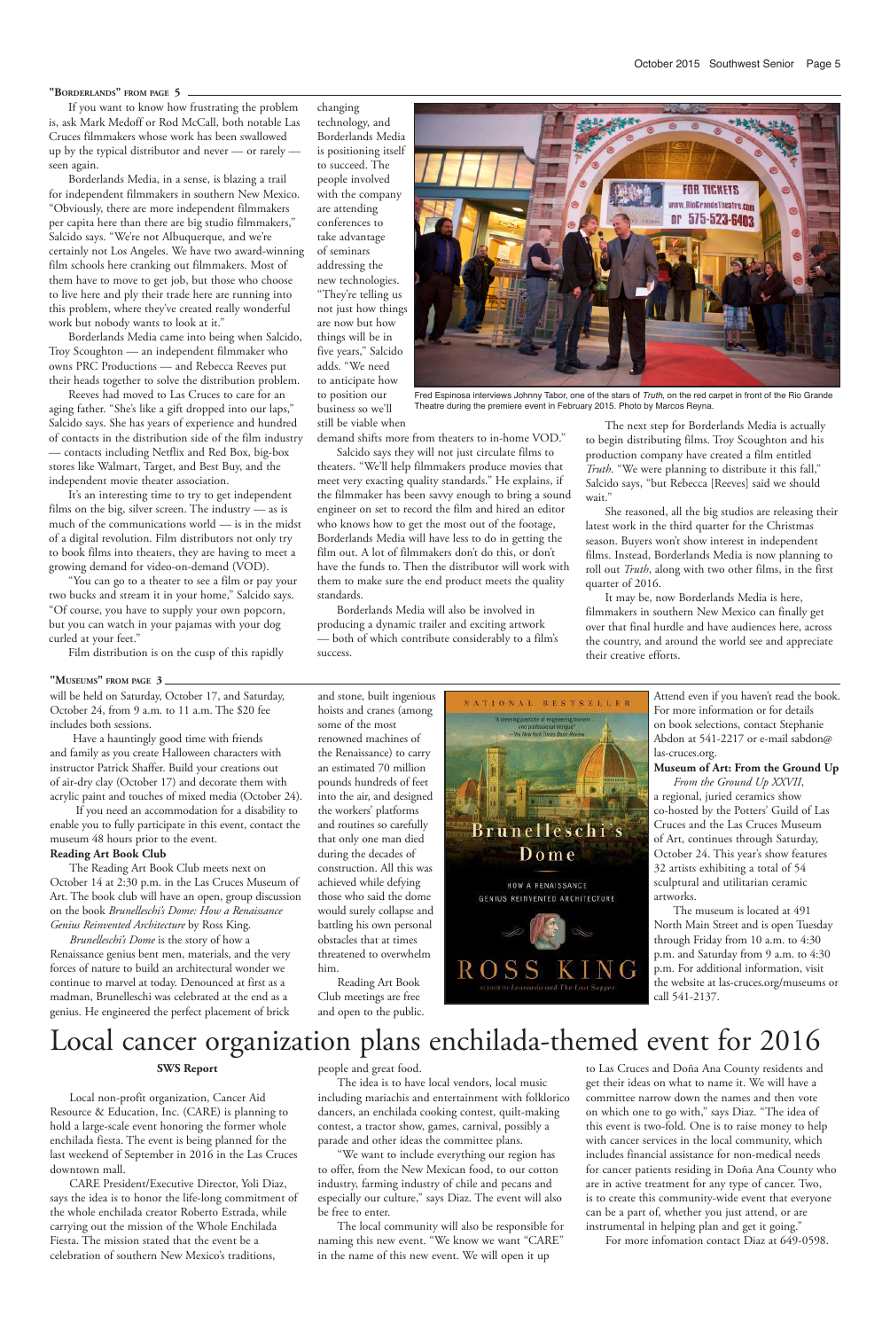**"Borderlands" from page 5**

If you want to know how frustrating the problem is, ask Mark Medoff or Rod McCall, both notable Las Cruces filmmakers whose work has been swallowed up by the typical distributor and never — or rarely — seen again.

Borderlands Media, in a sense, is blazing a trail for independent filmmakers in southern New Mexico. "Obviously, there are more independent filmmakers per capita here than there are big studio filmmakers," Salcido says. "We're not Albuquerque, and we're certainly not Los Angeles. We have two award-winning film schools here cranking out filmmakers. Most of them have to move to get job, but those who choose to live here and ply their trade here are running into this problem, where they've created really wonderful work but nobody wants to look at it."

Borderlands Media came into being when Salcido, Troy Scoughton — an independent filmmaker who owns PRC Productions — and Rebecca Reeves put their heads together to solve the distribution problem.

Reeves had moved to Las Cruces to care for an aging father. "She's like a gift dropped into our laps," Salcido says. She has years of experience and hundred of contacts in the distribution side of the film industry — contacts including Netflix and Red Box, big-box stores like Walmart, Target, and Best Buy, and the independent movie theater association.

It's an interesting time to try to get independent films on the big, silver screen. The industry — as is much of the communications world — is in the midst of a digital revolution. Film distributors not only try to book films into theaters, they are having to meet a growing demand for video-on-demand (VOD).

"You can go to a theater to see a film or pay your two bucks and stream it in your home," Salcido says. "Of course, you have to supply your own popcorn, but you can watch in your pajamas with your dog curled at your feet."

Film distribution is on the cusp of this rapidly changing technology, and Borderlands Media is positioning itself to succeed. The people involved with the company are attending conferences to take advantage of seminars addressing the new technologies. "They're telling us not just how things are now but how things will be in five years," Salcido adds. "We need to anticipate how to position our business so we'll still be viable when demand shifts more from theaters to in-home VOD."

Fred Espinosa interviews Johnny Tabor, one of the stars of *Truth*, on the red carpet in front of the Rio Grande Theatre during the premiere event in February 2015. Photo by Marcos Reyna.

Salcido says they will not just circulate films to theaters. "We'll help filmmakers produce movies that meet very exacting quality standards." He explains, if the filmmaker has been savvy enough to bring a sound engineer on set to record the film and hired an editor who knows how to get the most out of the footage, Borderlands Media will have less to do in getting the film out. A lot of filmmakers don't do this, or don't have the funds to. Then the distributor will work with them to make sure the end product meets the quality standards.

Borderlands Media will also be involved in producing a dynamic trailer and exciting artwork — both of which contribute considerably to a film's success.

The next step for Borderlands Media is actually to begin distributing films. Troy Scoughton and his production company have created a film entitled *Truth*. "We were planning to distribute it this fall," Salcido says, "but Rebecca [Reeves] said we should wait."

She reasoned, all the big studios are releasing their latest work in the third quarter for the Christmas season. Buyers won't show interest in independent films. Instead, Borderlands Media is now planning to roll out *Truth*, along with two other films, in the first quarter of 2016.

It may be, now Borderlands Media is here, filmmakers in southern New Mexico can finally get over that final hurdle and have audiences here, across the country, and around the world see and appreciate their creative efforts.

**"Museums" from page 3**

will be held on Saturday, October 17, and Saturday, October 24, from 9 a.m. to 11 a.m. The $20 fee includes both sessions.

Have a hauntingly good time with friends and family as you create Halloween characters with instructor Patrick Shaffer. Build your creations out of air-dry clay (October 17) and decorate them with acrylic paint and touches of mixed media (October 24).

If you need an accommodation for a disability to enable you to fully participate in this event, contact the museum 48 hours prior to the event.

**Reading Art Book Club**

The Reading Art Book Club meets next on October 14 at 2:30 p.m. in the Las Cruces Museum of Art. The book club will have an open, group discussion on the book *Brunelleschi's Dome: How a Renaissance Genius Reinvented Architecture* by Ross King.

*Brunelleschi's Dome* is the story of how a Renaissance genius bent men, materials, and the very forces of nature to build an architectural wonder we continue to marvel at today. Denounced at first as a madman, Brunelleschi was celebrated at the end as a genius. He engineered the perfect placement of brick and stone, built ingenious hoists and cranes (among some of the most renowned machines of the Renaissance) to carry an estimated 70 million pounds hundreds of feet into the air, and designed the workers' platforms and routines so carefully that only one man died during the decades of construction. All this was achieved while defying those who said the dome would surely collapse and battling his own personal obstacles that at times threatened to overwhelm him.

Reading Art Book Club meetings are free and open to the public. Attend even if you haven't read the book. For more information or for details on book selections, contact Stephanie Abdon at 541-2217 or e-mail sabdon@las-cruces.org.

**Museum of Art: From the Ground Up**

*From the Ground Up XXVII*, a regional, juried ceramics show co-hosted by the Potters' Guild of Las Cruces and the Las Cruces Museum of Art, continues through Saturday, October 24. This year's show features 32 artists exhibiting a total of 54 sculptural and utilitarian ceramic artworks.

The museum is located at 491 North Main Street and is open Tuesday through Friday from 10 a.m. to 4:30 p.m. and Saturday from 9 a.m. to 4:30 p.m. For additional information, visit the website at las-cruces.org/museums or call 541-2137.

# Local cancer organization plans enchilada-themed event for 2016

**SWS Report**

Local non-profit organization, Cancer Aid Resource & Education, Inc. (CARE) is planning to hold a large-scale event honoring the former whole enchilada fiesta. The event is being planned for the last weekend of September in 2016 in the Las Cruces downtown mall.

CARE President/Executive Director, Yoli Diaz, says the idea is to honor the life-long commitment of the whole enchilada creator Roberto Estrada, while carrying out the mission of the Whole Enchilada Fiesta. The mission stated that the event be a celebration of southern New Mexico's traditions, people and great food.

The idea is to have local vendors, local music including mariachis and entertainment with folklorico dancers, an enchilada cooking contest, quilt-making contest, a tractor show, games, carnival, possibly a parade and other ideas the committee plans.

"We want to include everything our region has to offer, from the New Mexican food, to our cotton industry, farming industry of chile and pecans and especially our culture," says Diaz. The event will also be free to enter.

The local community will also be responsible for naming this new event. "We know we want "CARE" in the name of this new event. We will open it up to Las Cruces and Doña Ana County residents and get their ideas on what to name it. We will have a committee narrow down the names and then vote on which one to go with," says Diaz. "The idea of this event is two-fold. One is to raise money to help with cancer services in the local community, which includes financial assistance for non-medical needs for cancer patients residing in Doña Ana County who are in active treatment for any type of cancer. Two, is to create this community-wide event that everyone can be a part of, whether you just attend, or are instrumental in helping plan and get it going."

For more infomation contact Diaz at 649-0598.